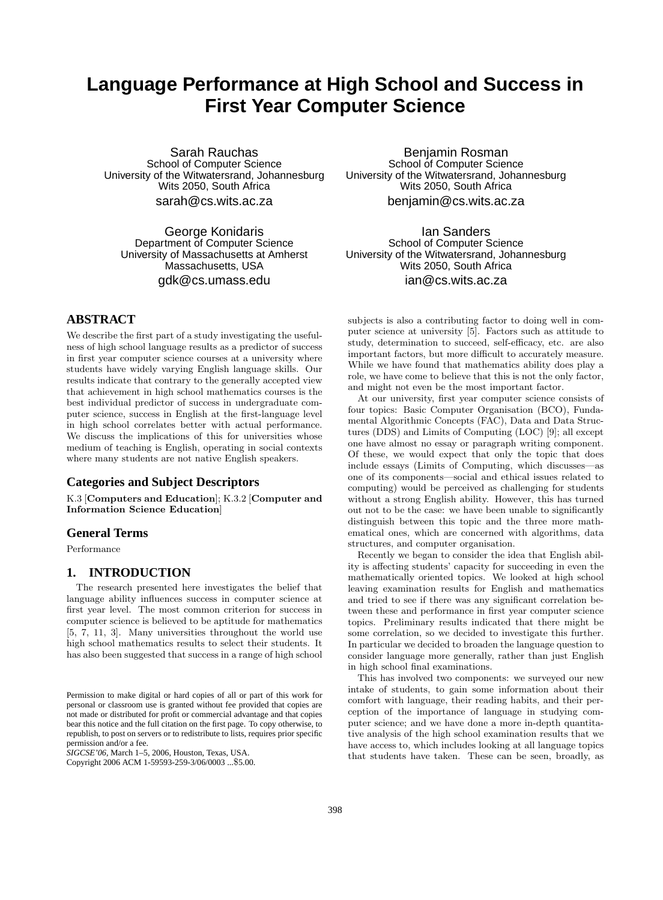# Language Performance at High School and Success in First Year Computer Science

Sarah Rauchas
School of Computer Science
University of the Witwatersrand, Johannesburg
Wits 2050, South Africa
sarah@cs.wits.ac.za

Benjamin Rosman
School of Computer Science
University of the Witwatersrand, Johannesburg
Wits 2050, South Africa
benjamin@cs.wits.ac.za

George Konidaris
Department of Computer Science
University of Massachusetts at Amherst
Massachusetts, USA
gdk@cs.umass.edu

Ian Sanders
School of Computer Science
University of the Witwatersrand, Johannesburg
Wits 2050, South Africa
ian@cs.wits.ac.za

## ABSTRACT

We describe the first part of a study investigating the usefulness of high school language results as a predictor of success in first year computer science courses at a university where students have widely varying English language skills. Our results indicate that contrary to the generally accepted view that achievement in high school mathematics courses is the best individual predictor of success in undergraduate computer science, success in English at the first-language level in high school correlates better with actual performance. We discuss the implications of this for universities whose medium of teaching is English, operating in social contexts where many students are not native English speakers.

### Categories and Subject Descriptors

K.3 [**Computers and Education**]; K.3.2 [**Computer and Information Science Education**]

### General Terms

Performance

## 1. INTRODUCTION

The research presented here investigates the belief that language ability influences success in computer science at first year level. The most common criterion for success in computer science is believed to be aptitude for mathematics [5, 7, 11, 3]. Many universities throughout the world use high school mathematics results to select their students. It has also been suggested that success in a range of high school subjects is also a contributing factor to doing well in computer science at university [5]. Factors such as attitude to study, determination to succeed, self-efficacy, etc. are also important factors, but more difficult to accurately measure. While we have found that mathematics ability does play a role, we have come to believe that this is not the only factor, and might not even be the most important factor.

At our university, first year computer science consists of four topics: Basic Computer Organisation (BCO), Fundamental Algorithmic Concepts (FAC), Data and Data Structures (DDS) and Limits of Computing (LOC) [9]; all except one have almost no essay or paragraph writing component. Of these, we would expect that only the topic that does include essays (Limits of Computing, which discusses—as one of its components—social and ethical issues related to computing) would be perceived as challenging for students without a strong English ability. However, this has turned out not to be the case: we have been unable to significantly distinguish between this topic and the three more mathematical ones, which are concerned with algorithms, data structures, and computer organisation.

Recently we began to consider the idea that English ability is affecting students' capacity for succeeding in even the mathematically oriented topics. We looked at high school leaving examination results for English and mathematics and tried to see if there was any significant correlation between these and performance in first year computer science topics. Preliminary results indicated that there might be some correlation, so we decided to investigate this further. In particular we decided to broaden the language question to consider language more generally, rather than just English in high school final examinations.

This has involved two components: we surveyed our new intake of students, to gain some information about their comfort with language, their reading habits, and their perception of the importance of language in studying computer science; and we have done a more in-depth quantitative analysis of the high school examination results that we have access to, which includes looking at all language topics that students have taken. These can be seen, broadly, as

Permission to make digital or hard copies of all or part of this work for personal or classroom use is granted without fee provided that copies are not made or distributed for profit or commercial advantage and that copies bear this notice and the full citation on the first page. To copy otherwise, to republish, to post on servers or to redistribute to lists, requires prior specific permission and/or a fee.
*SIGCSE'06,* March 1–5, 2006, Houston, Texas, USA.
Copyright 2006 ACM 1-59593-259-3/06/0003 ...$5.00.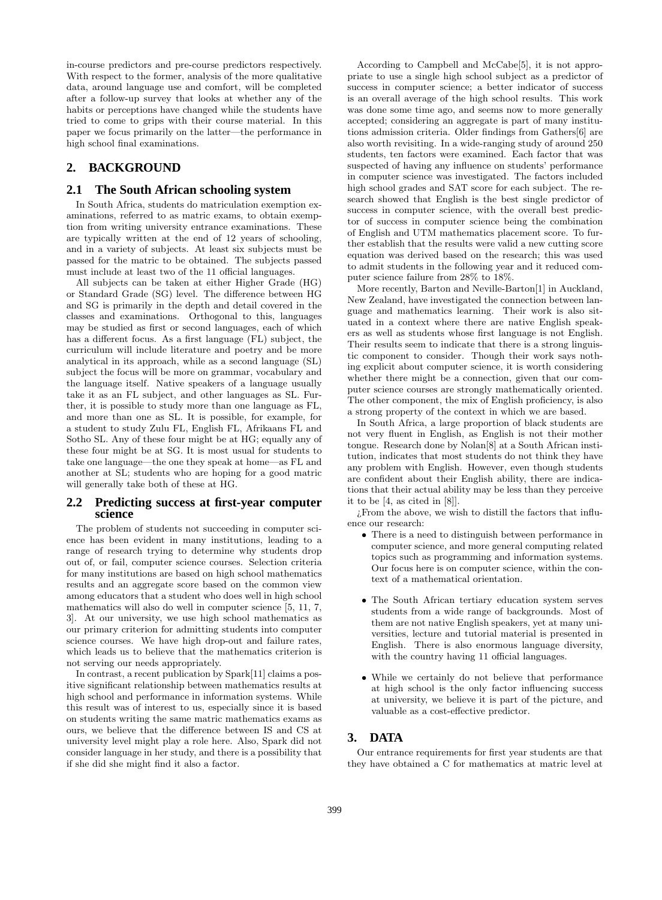in-course predictors and pre-course predictors respectively. With respect to the former, analysis of the more qualitative data, around language use and comfort, will be completed after a follow-up survey that looks at whether any of the habits or perceptions have changed while the students have tried to come to grips with their course material. In this paper we focus primarily on the latter—the performance in high school final examinations.

## 2. BACKGROUND

### 2.1 The South African schooling system

In South Africa, students do matriculation exemption examinations, referred to as matric exams, to obtain exemption from writing university entrance examinations. These are typically written at the end of 12 years of schooling, and in a variety of subjects. At least six subjects must be passed for the matric to be obtained. The subjects passed must include at least two of the 11 official languages.

All subjects can be taken at either Higher Grade (HG) or Standard Grade (SG) level. The difference between HG and SG is primarily in the depth and detail covered in the classes and examinations. Orthogonal to this, languages may be studied as first or second languages, each of which has a different focus. As a first language (FL) subject, the curriculum will include literature and poetry and be more analytical in its approach, while as a second language (SL) subject the focus will be more on grammar, vocabulary and the language itself. Native speakers of a language usually take it as an FL subject, and other languages as SL. Further, it is possible to study more than one language as FL, and more than one as SL. It is possible, for example, for a student to study Zulu FL, English FL, Afrikaans FL and Sotho SL. Any of these four might be at HG; equally any of these four might be at SG. It is most usual for students to take one language—the one they speak at home—as FL and another at SL; students who are hoping for a good matric will generally take both of these at HG.

### 2.2 Predicting success at first-year computer science

The problem of students not succeeding in computer science has been evident in many institutions, leading to a range of research trying to determine why students drop out of, or fail, computer science courses. Selection criteria for many institutions are based on high school mathematics results and an aggregate score based on the common view among educators that a student who does well in high school mathematics will also do well in computer science [5, 11, 7, 3]. At our university, we use high school mathematics as our primary criterion for admitting students into computer science courses. We have high drop-out and failure rates, which leads us to believe that the mathematics criterion is not serving our needs appropriately.

In contrast, a recent publication by Spark[11] claims a positive significant relationship between mathematics results at high school and performance in information systems. While this result was of interest to us, especially since it is based on students writing the same matric mathematics exams as ours, we believe that the difference between IS and CS at university level might play a role here. Also, Spark did not consider language in her study, and there is a possibility that if she did she might find it also a factor.

According to Campbell and McCabe[5], it is not appropriate to use a single high school subject as a predictor of success in computer science; a better indicator of success is an overall average of the high school results. This work was done some time ago, and seems now to more generally accepted; considering an aggregate is part of many institutions admission criteria. Older findings from Gathers[6] are also worth revisiting. In a wide-ranging study of around 250 students, ten factors were examined. Each factor that was suspected of having any influence on students' performance in computer science was investigated. The factors included high school grades and SAT score for each subject. The research showed that English is the best single predictor of success in computer science, with the overall best predictor of success in computer science being the combination of English and UTM mathematics placement score. To further establish that the results were valid a new cutting score equation was derived based on the research; this was used to admit students in the following year and it reduced computer science failure from 28% to 18%.

More recently, Barton and Neville-Barton[1] in Auckland, New Zealand, have investigated the connection between language and mathematics learning. Their work is also situated in a context where there are native English speakers as well as students whose first language is not English. Their results seem to indicate that there is a strong linguistic component to consider. Though their work says nothing explicit about computer science, it is worth considering whether there might be a connection, given that our computer science courses are strongly mathematically oriented. The other component, the mix of English proficiency, is also a strong property of the context in which we are based.

In South Africa, a large proportion of black students are not very fluent in English, as English is not their mother tongue. Research done by Nolan[8] at a South African institution, indicates that most students do not think they have any problem with English. However, even though students are confident about their English ability, there are indications that their actual ability may be less than they perceive it to be [4, as cited in [8]].

¿From the above, we wish to distill the factors that influence our research:

- There is a need to distinguish between performance in computer science, and more general computing related topics such as programming and information systems. Our focus here is on computer science, within the context of a mathematical orientation.
- The South African tertiary education system serves students from a wide range of backgrounds. Most of them are not native English speakers, yet at many universities, lecture and tutorial material is presented in English. There is also enormous language diversity, with the country having 11 official languages.
- While we certainly do not believe that performance at high school is the only factor influencing success at university, we believe it is part of the picture, and valuable as a cost-effective predictor.

## 3. DATA

Our entrance requirements for first year students are that they have obtained a C for mathematics at matric level at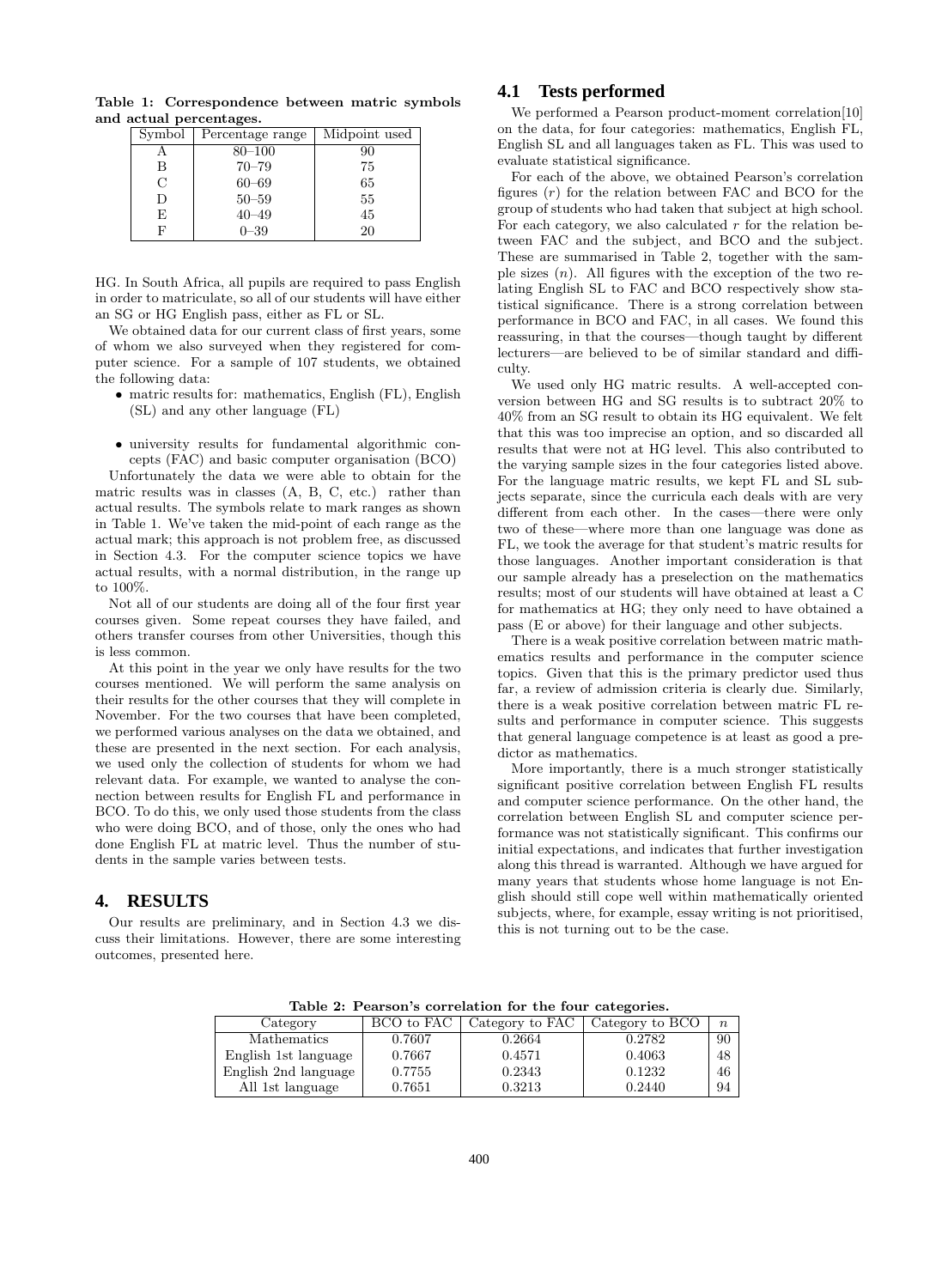**Table 1: Correspondence between matric symbols and actual percentages.**

| Symbol | Percentage range | Midpoint used |
|---|---|---|
| A | 80–100 | 90 |
| B | 70–79 | 75 |
| C | 60–69 | 65 |
| D | 50–59 | 55 |
| E | 40–49 | 45 |
| F | 0–39 | 20 |

HG. In South Africa, all pupils are required to pass English in order to matriculate, so all of our students will have either an SG or HG English pass, either as FL or SL.

We obtained data for our current class of first years, some of whom we also surveyed when they registered for computer science. For a sample of 107 students, we obtained the following data:

- matric results for: mathematics, English (FL), English (SL) and any other language (FL)
- university results for fundamental algorithmic concepts (FAC) and basic computer organisation (BCO)

Unfortunately the data we were able to obtain for the matric results was in classes (A, B, C, etc.) rather than actual results. The symbols relate to mark ranges as shown in Table 1. We've taken the mid-point of each range as the actual mark; this approach is not problem free, as discussed in Section 4.3. For the computer science topics we have actual results, with a normal distribution, in the range up to 100%.

Not all of our students are doing all of the four first year courses given. Some repeat courses they have failed, and others transfer courses from other Universities, though this is less common.

At this point in the year we only have results for the two courses mentioned. We will perform the same analysis on their results for the other courses that they will complete in November. For the two courses that have been completed, we performed various analyses on the data we obtained, and these are presented in the next section. For each analysis, we used only the collection of students for whom we had relevant data. For example, we wanted to analyse the connection between results for English FL and performance in BCO. To do this, we only used those students from the class who were doing BCO, and of those, only the ones who had done English FL at matric level. Thus the number of students in the sample varies between tests.

# 4. RESULTS

Our results are preliminary, and in Section 4.3 we discuss their limitations. However, there are some interesting outcomes, presented here.

## 4.1 Tests performed

We performed a Pearson product-moment correlation[10] on the data, for four categories: mathematics, English FL, English SL and all languages taken as FL. This was used to evaluate statistical significance.

For each of the above, we obtained Pearson's correlation figures ($r$) for the relation between FAC and BCO for the group of students who had taken that subject at high school. For each category, we also calculated $r$ for the relation between FAC and the subject, and BCO and the subject. These are summarised in Table 2, together with the sample sizes ($n$). All figures with the exception of the two relating English SL to FAC and BCO respectively show statistical significance. There is a strong correlation between performance in BCO and FAC, in all cases. We found this reassuring, in that the courses—though taught by different lecturers—are believed to be of similar standard and difficulty.

We used only HG matric results. A well-accepted conversion between HG and SG results is to subtract 20% to 40% from an SG result to obtain its HG equivalent. We felt that this was too imprecise an option, and so discarded all results that were not at HG level. This also contributed to the varying sample sizes in the four categories listed above. For the language matric results, we kept FL and SL subjects separate, since the curricula each deals with are very different from each other. In the cases—there were only two of these—where more than one language was done as FL, we took the average for that student's matric results for those languages. Another important consideration is that our sample already has a preselection on the mathematics results; most of our students will have obtained at least a C for mathematics at HG; they only need to have obtained a pass (E or above) for their language and other subjects.

There is a weak positive correlation between matric mathematics results and performance in the computer science topics. Given that this is the primary predictor used thus far, a review of admission criteria is clearly due. Similarly, there is a weak positive correlation between matric FL results and performance in computer science. This suggests that general language competence is at least as good a predictor as mathematics.

More importantly, there is a much stronger statistically significant positive correlation between English FL results and computer science performance. On the other hand, the correlation between English SL and computer science performance was not statistically significant. This confirms our initial expectations, and indicates that further investigation along this thread is warranted. Although we have argued for many years that students whose home language is not English should still cope well within mathematically oriented subjects, where, for example, essay writing is not prioritised, this is not turning out to be the case.

**Table 2: Pearson's correlation for the four categories.**

| Category | BCO to FAC | Category to FAC | Category to BCO | $n$ |
|---|---|---|---|---|
| Mathematics | 0.7607 | 0.2664 | 0.2782 | 90 |
| English 1st language | 0.7667 | 0.4571 | 0.4063 | 48 |
| English 2nd language | 0.7755 | 0.2343 | 0.1232 | 46 |
| All 1st language | 0.7651 | 0.3213 | 0.2440 | 94 |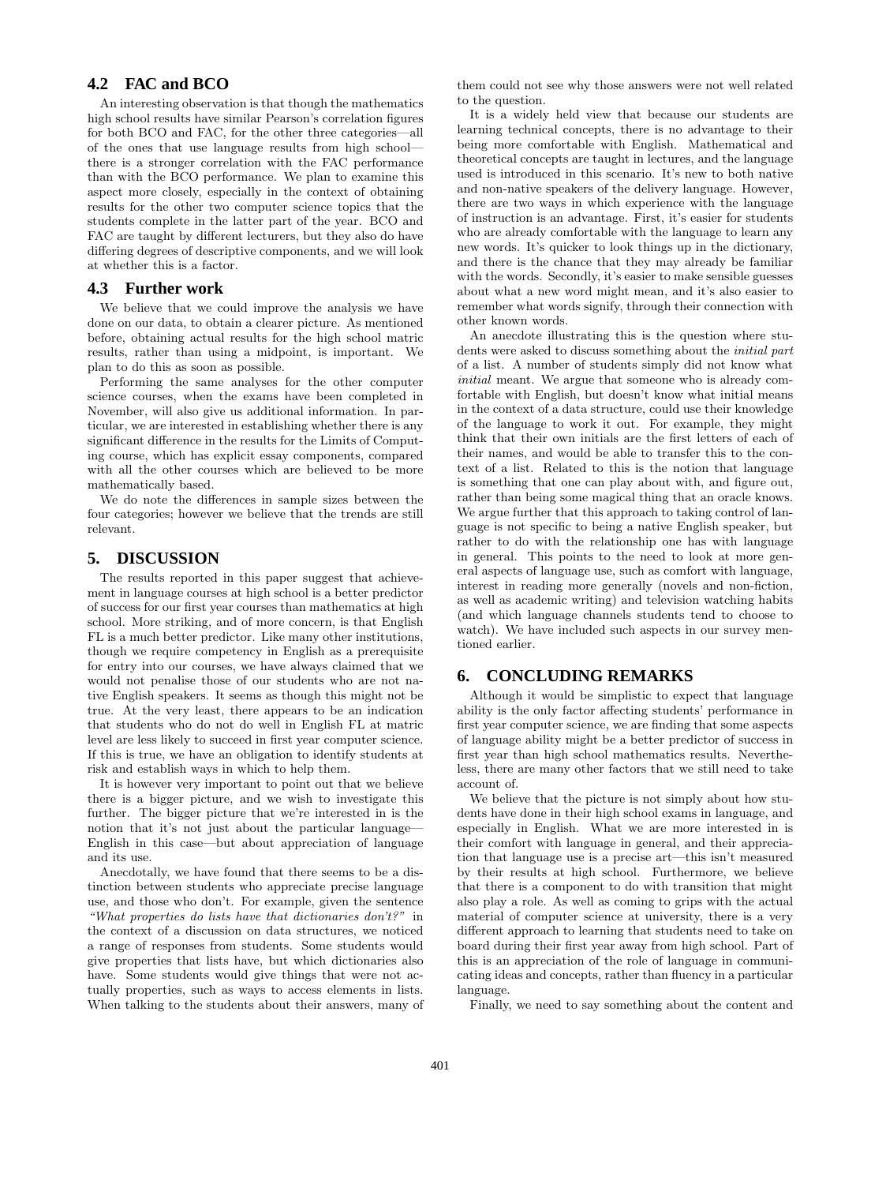### 4.2 FAC and BCO

An interesting observation is that though the mathematics high school results have similar Pearson's correlation figures for both BCO and FAC, for the other three categories—all of the ones that use language results from high school—there is a stronger correlation with the FAC performance than with the BCO performance. We plan to examine this aspect more closely, especially in the context of obtaining results for the other two computer science topics that the students complete in the latter part of the year. BCO and FAC are taught by different lecturers, but they also do have differing degrees of descriptive components, and we will look at whether this is a factor.

### 4.3 Further work

We believe that we could improve the analysis we have done on our data, to obtain a clearer picture. As mentioned before, obtaining actual results for the high school matric results, rather than using a midpoint, is important. We plan to do this as soon as possible.

Performing the same analyses for the other computer science courses, when the exams have been completed in November, will also give us additional information. In particular, we are interested in establishing whether there is any significant difference in the results for the Limits of Computing course, which has explicit essay components, compared with all the other courses which are believed to be more mathematically based.

We do note the differences in sample sizes between the four categories; however we believe that the trends are still relevant.

## 5. DISCUSSION

The results reported in this paper suggest that achievement in language courses at high school is a better predictor of success for our first year courses than mathematics at high school. More striking, and of more concern, is that English FL is a much better predictor. Like many other institutions, though we require competency in English as a prerequisite for entry into our courses, we have always claimed that we would not penalise those of our students who are not native English speakers. It seems as though this might not be true. At the very least, there appears to be an indication that students who do not do well in English FL at matric level are less likely to succeed in first year computer science. If this is true, we have an obligation to identify students at risk and establish ways in which to help them.

It is however very important to point out that we believe there is a bigger picture, and we wish to investigate this further. The bigger picture that we're interested in is the notion that it's not just about the particular language—English in this case—but about appreciation of language and its use.

Anecdotally, we have found that there seems to be a distinction between students who appreciate precise language use, and those who don't. For example, given the sentence *"What properties do lists have that dictionaries don't?"* in the context of a discussion on data structures, we noticed a range of responses from students. Some students would give properties that lists have, but which dictionaries also have. Some students would give things that were not actually properties, such as ways to access elements in lists. When talking to the students about their answers, many of them could not see why those answers were not well related to the question.

It is a widely held view that because our students are learning technical concepts, there is no advantage to their being more comfortable with English. Mathematical and theoretical concepts are taught in lectures, and the language used is introduced in this scenario. It's new to both native and non-native speakers of the delivery language. However, there are two ways in which experience with the language of instruction is an advantage. First, it's easier for students who are already comfortable with the language to learn any new words. It's quicker to look things up in the dictionary, and there is the chance that they may already be familiar with the words. Secondly, it's easier to make sensible guesses about what a new word might mean, and it's also easier to remember what words signify, through their connection with other known words.

An anecdote illustrating this is the question where students were asked to discuss something about the *initial part* of a list. A number of students simply did not know what *initial* meant. We argue that someone who is already comfortable with English, but doesn't know what initial means in the context of a data structure, could use their knowledge of the language to work it out. For example, they might think that their own initials are the first letters of each of their names, and would be able to transfer this to the context of a list. Related to this is the notion that language is something that one can play about with, and figure out, rather than being some magical thing that an oracle knows. We argue further that this approach to taking control of language is not specific to being a native English speaker, but rather to do with the relationship one has with language in general. This points to the need to look at more general aspects of language use, such as comfort with language, interest in reading more generally (novels and non-fiction, as well as academic writing) and television watching habits (and which language channels students tend to choose to watch). We have included such aspects in our survey mentioned earlier.

## 6. CONCLUDING REMARKS

Although it would be simplistic to expect that language ability is the only factor affecting students' performance in first year computer science, we are finding that some aspects of language ability might be a better predictor of success in first year than high school mathematics results. Nevertheless, there are many other factors that we still need to take account of.

We believe that the picture is not simply about how students have done in their high school exams in language, and especially in English. What we are more interested in is their comfort with language in general, and their appreciation that language use is a precise art—this isn't measured by their results at high school. Furthermore, we believe that there is a component to do with transition that might also play a role. As well as coming to grips with the actual material of computer science at university, there is a very different approach to learning that students need to take on board during their first year away from high school. Part of this is an appreciation of the role of language in communicating ideas and concepts, rather than fluency in a particular language.

Finally, we need to say something about the content and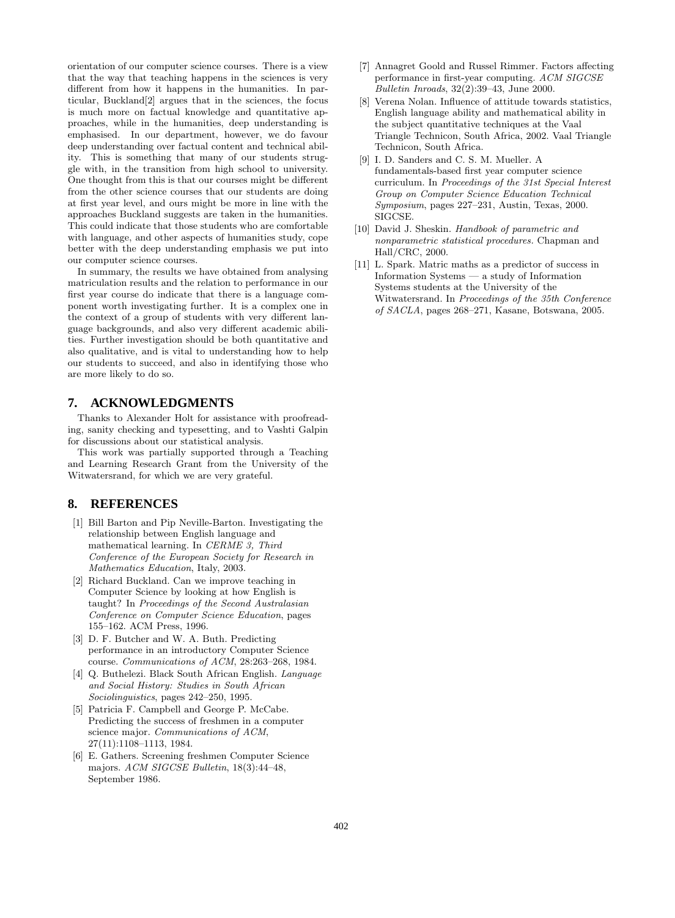orientation of our computer science courses. There is a view that the way that teaching happens in the sciences is very different from how it happens in the humanities. In particular, Buckland[2] argues that in the sciences, the focus is much more on factual knowledge and quantitative approaches, while in the humanities, deep understanding is emphasised. In our department, however, we do favour deep understanding over factual content and technical ability. This is something that many of our students struggle with, in the transition from high school to university. One thought from this is that our courses might be different from the other science courses that our students are doing at first year level, and ours might be more in line with the approaches Buckland suggests are taken in the humanities. This could indicate that those students who are comfortable with language, and other aspects of humanities study, cope better with the deep understanding emphasis we put into our computer science courses.

In summary, the results we have obtained from analysing matriculation results and the relation to performance in our first year course do indicate that there is a language component worth investigating further. It is a complex one in the context of a group of students with very different language backgrounds, and also very different academic abilities. Further investigation should be both quantitative and also qualitative, and is vital to understanding how to help our students to succeed, and also in identifying those who are more likely to do so.

## 7. ACKNOWLEDGMENTS

Thanks to Alexander Holt for assistance with proofreading, sanity checking and typesetting, and to Vashti Galpin for discussions about our statistical analysis.

This work was partially supported through a Teaching and Learning Research Grant from the University of the Witwatersrand, for which we are very grateful.

## 8. REFERENCES

[1] Bill Barton and Pip Neville-Barton. Investigating the relationship between English language and mathematical learning. In *CERME 3, Third Conference of the European Society for Research in Mathematics Education*, Italy, 2003.

[2] Richard Buckland. Can we improve teaching in Computer Science by looking at how English is taught? In *Proceedings of the Second Australasian Conference on Computer Science Education*, pages 155–162. ACM Press, 1996.

[3] D. F. Butcher and W. A. Buth. Predicting performance in an introductory Computer Science course. *Communications of ACM*, 28:263–268, 1984.

[4] Q. Buthelezi. Black South African English. *Language and Social History: Studies in South African Sociolinguistics*, pages 242–250, 1995.

[5] Patricia F. Campbell and George P. McCabe. Predicting the success of freshmen in a computer science major. *Communications of ACM*, 27(11):1108–1113, 1984.

[6] E. Gathers. Screening freshmen Computer Science majors. *ACM SIGCSE Bulletin*, 18(3):44–48, September 1986.

[7] Annagret Goold and Russel Rimmer. Factors affecting performance in first-year computing. *ACM SIGCSE Bulletin Inroads*, 32(2):39–43, June 2000.

[8] Verena Nolan. Influence of attitude towards statistics, English language ability and mathematical ability in the subject quantitative techniques at the Vaal Triangle Technicon, South Africa, 2002. Vaal Triangle Technicon, South Africa.

[9] I. D. Sanders and C. S. M. Mueller. A fundamentals-based first year computer science curriculum. In *Proceedings of the 31st Special Interest Group on Computer Science Education Technical Symposium*, pages 227–231, Austin, Texas, 2000. SIGCSE.

[10] David J. Sheskin. *Handbook of parametric and nonparametric statistical procedures.* Chapman and Hall/CRC, 2000.

[11] L. Spark. Matric maths as a predictor of success in Information Systems — a study of Information Systems students at the University of the Witwatersrand. In *Proceedings of the 35th Conference of SACLA*, pages 268–271, Kasane, Botswana, 2005.